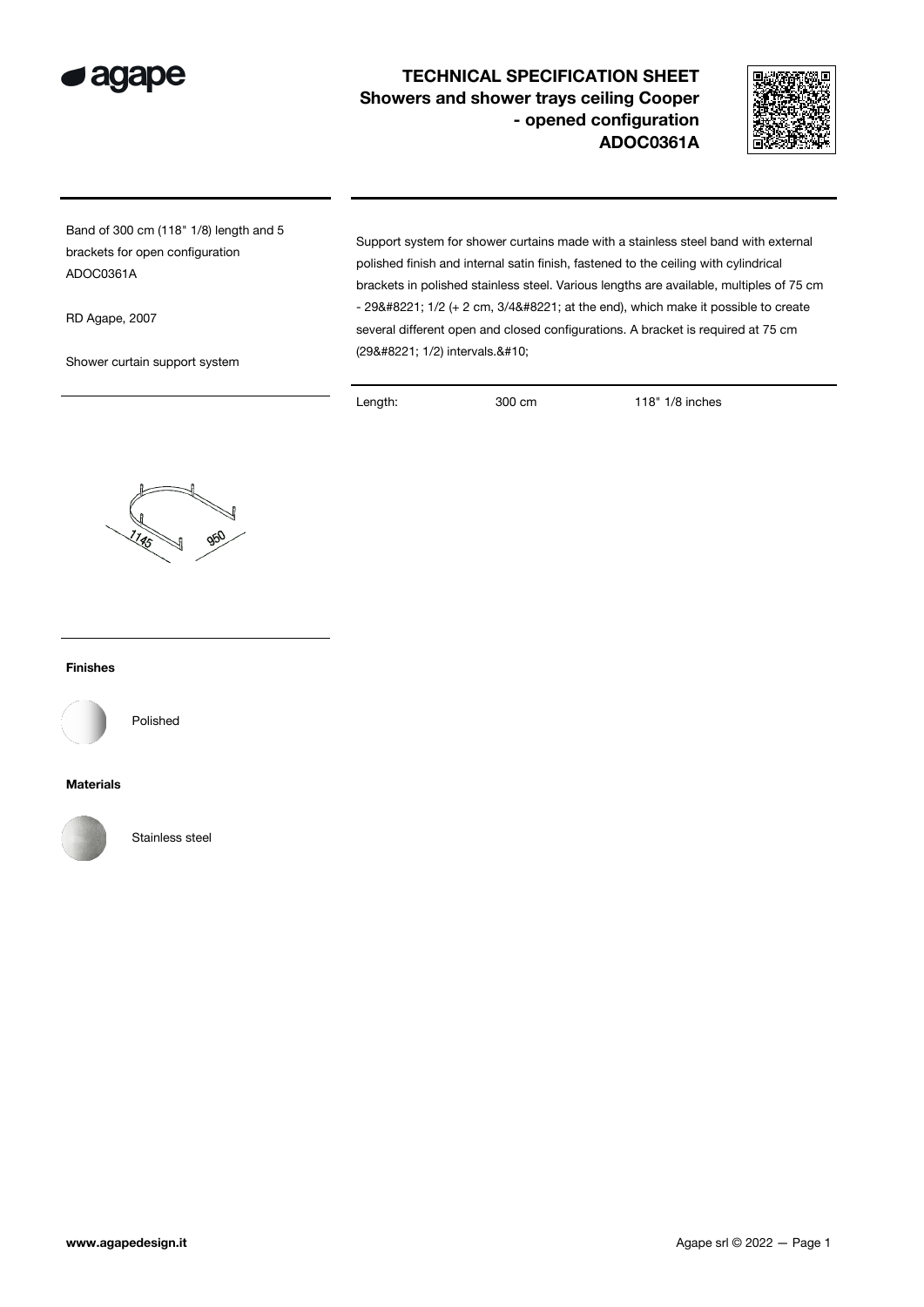# TECHNICAL SPECIFICATION SHEET
## Showers and shower trays ceiling Cooper - opened configuration
## ADOC0361A

Band of 300 cm (118" 1/8) length and 5 brackets for open configuration ADOC0361A

RD Agape, 2007

Shower curtain support system

Support system for shower curtains made with a stainless steel band with external polished finish and internal satin finish, fastened to the ceiling with cylindrical brackets in polished stainless steel. Various lengths are available, multiples of 75 cm - 29&#8221; 1/2 (+ 2 cm, 3/4&#8221; at the end), which make it possible to create several different open and closed configurations. A bracket is required at 75 cm (29&#8221; 1/2) intervals.&#10;

| Length: | 300 cm | 118" 1/8 inches |
|---|---|---|

1145

950

**Finishes**

Polished

**Materials**

Stainless steel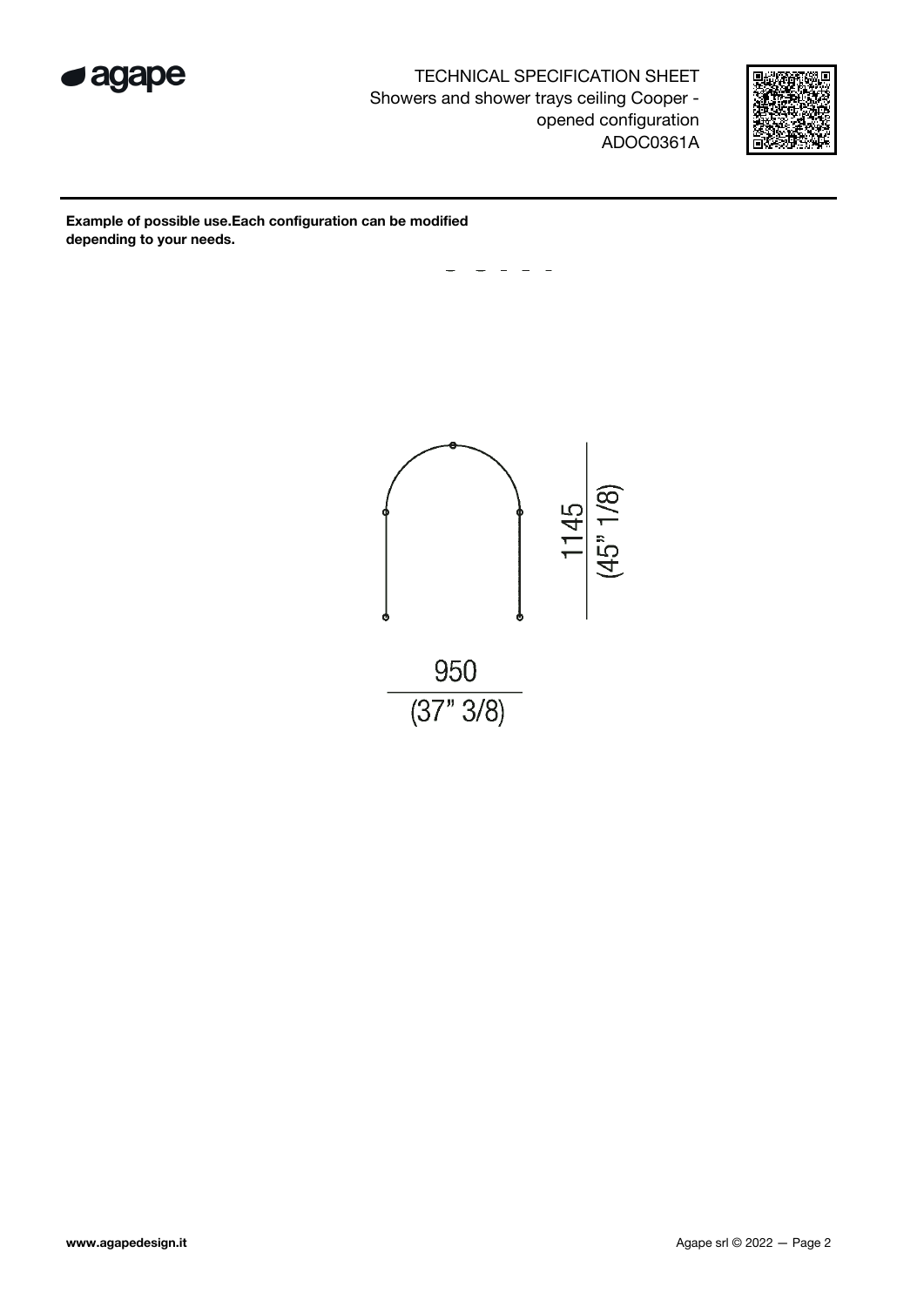TECHNICAL SPECIFICATION SHEET
Showers and shower trays ceiling Cooper - opened configuration
ADOC0361A

**Example of possible use.Each configuration can be modified depending to your needs.**

1145
(45" 1/8)

950
(37" 3/8)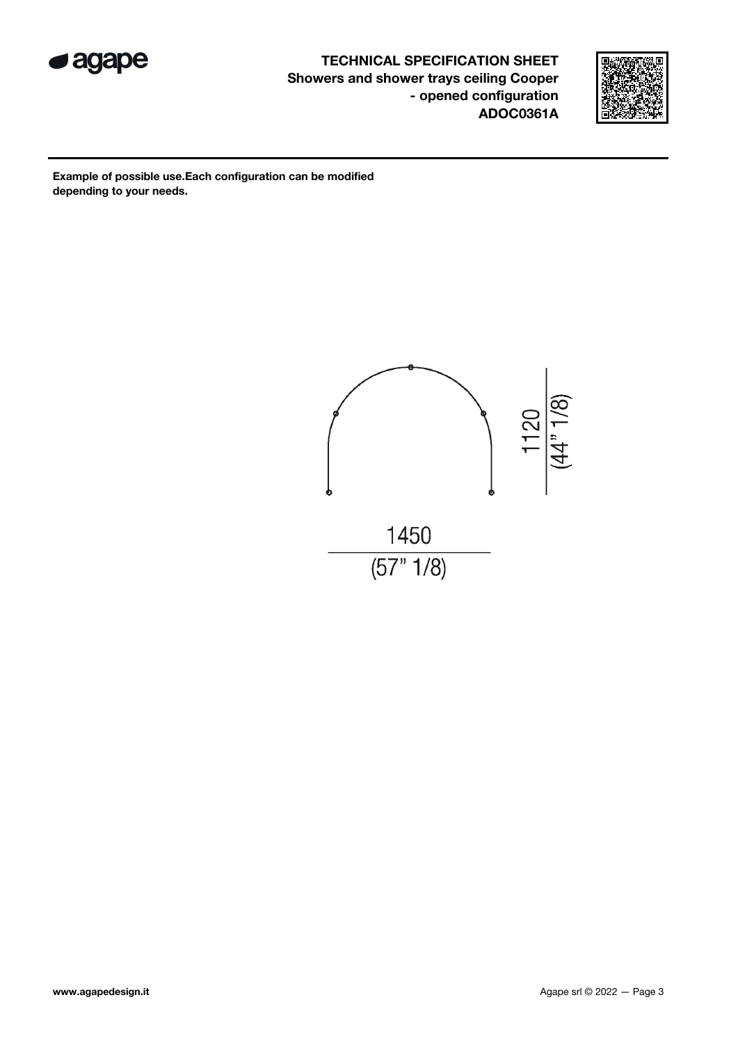**TECHNICAL SPECIFICATION SHEET**
**Showers and shower trays ceiling Cooper - opened configuration**
**ADOC0361A**

**Example of possible use.Each configuration can be modified depending to your needs.**

1120
(44" 1/8)

1450
(57" 1/8)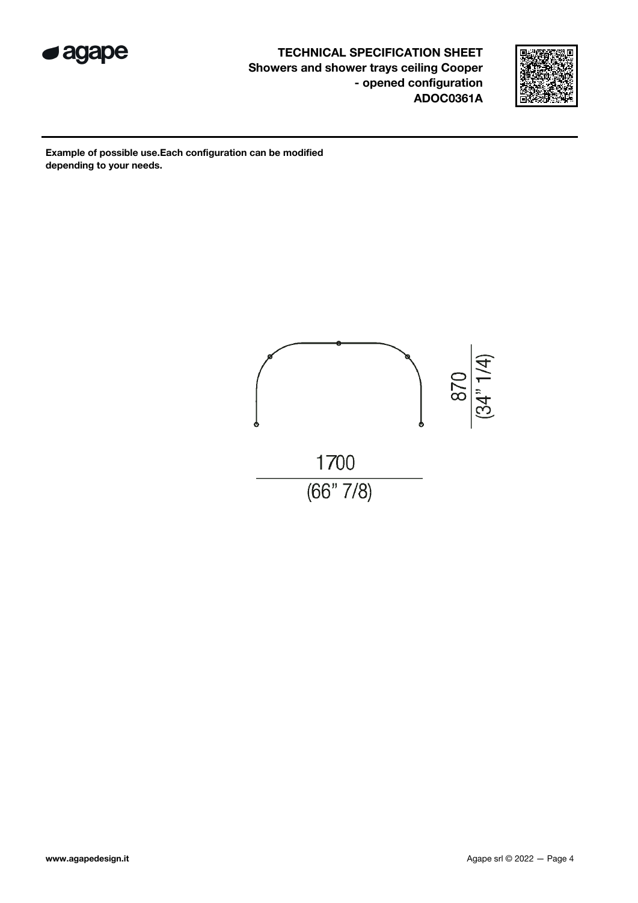**TECHNICAL SPECIFICATION SHEET**
**Showers and shower trays ceiling Cooper - opened configuration**
**ADOC0361A**

**Example of possible use.Each configuration can be modified depending to your needs.**

870
(34" 1/4)

1700
(66" 7/8)